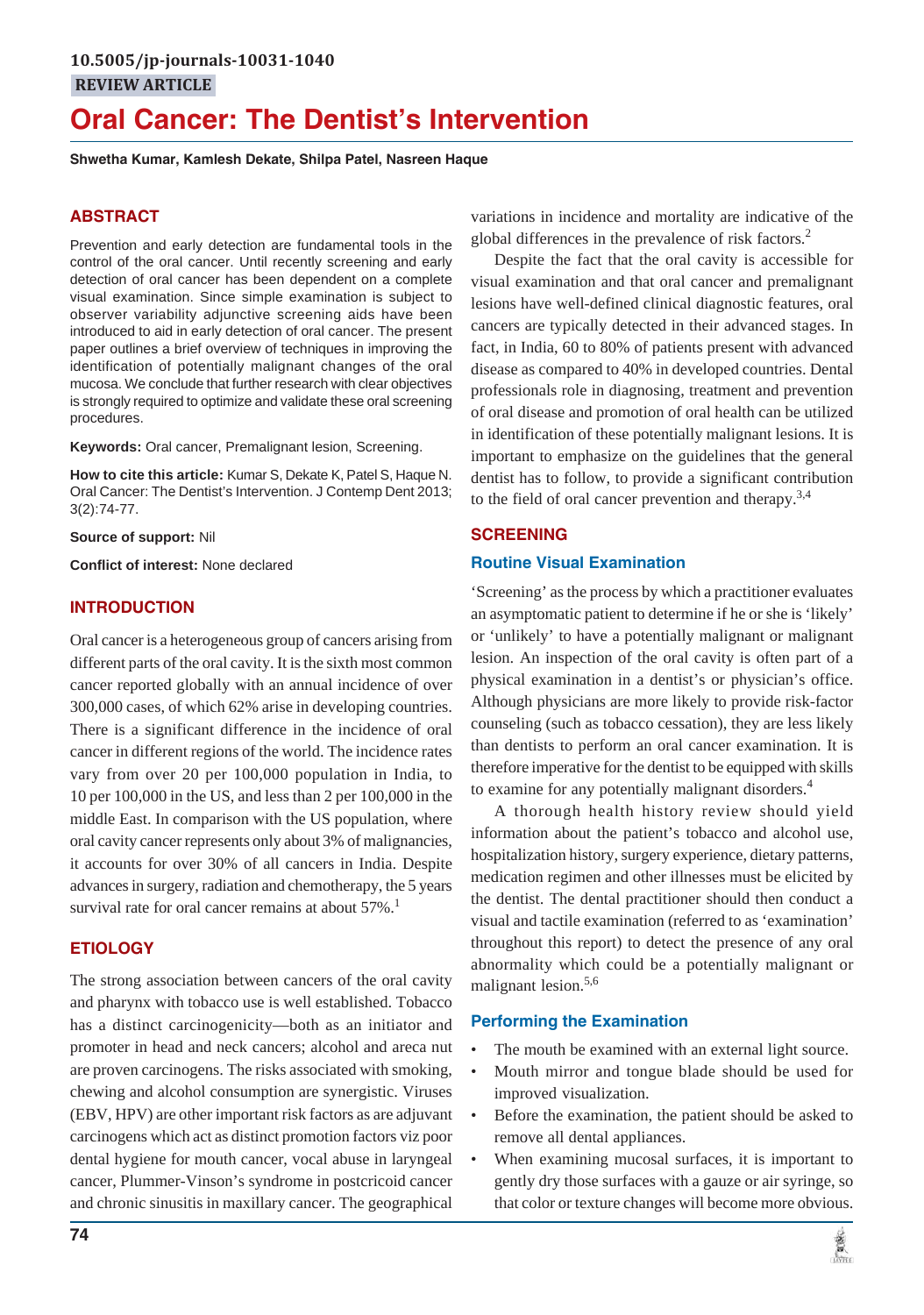10.5005/jp-journals-10031-1040

REVIEW ARTICLE

# Oral Cancer: The Dentist's Intervention

**Shwetha Kumar, Kamlesh Dekate, Shilpa Patel, Nasreen Haque**

## ABSTRACT

Prevention and early detection are fundamental tools in the control of the oral cancer. Until recently screening and early detection of oral cancer has been dependent on a complete visual examination. Since simple examination is subject to observer variability adjunctive screening aids have been introduced to aid in early detection of oral cancer. The present paper outlines a brief overview of techniques in improving the identification of potentially malignant changes of the oral mucosa. We conclude that further research with clear objectives is strongly required to optimize and validate these oral screening procedures.

**Keywords:** Oral cancer, Premalignant lesion, Screening.

**How to cite this article:** Kumar S, Dekate K, Patel S, Haque N. Oral Cancer: The Dentist's Intervention. J Contemp Dent 2013; 3(2):74-77.

**Source of support:** Nil

**Conflict of interest:** None declared

## INTRODUCTION

Oral cancer is a heterogeneous group of cancers arising from different parts of the oral cavity. It is the sixth most common cancer reported globally with an annual incidence of over 300,000 cases, of which 62% arise in developing countries. There is a significant difference in the incidence of oral cancer in different regions of the world. The incidence rates vary from over 20 per 100,000 population in India, to 10 per 100,000 in the US, and less than 2 per 100,000 in the middle East. In comparison with the US population, where oral cavity cancer represents only about 3% of malignancies, it accounts for over 30% of all cancers in India. Despite advances in surgery, radiation and chemotherapy, the 5 years survival rate for oral cancer remains at about 57%.[1]

## ETIOLOGY

The strong association between cancers of the oral cavity and pharynx with tobacco use is well established. Tobacco has a distinct carcinogenicity—both as an initiator and promoter in head and neck cancers; alcohol and areca nut are proven carcinogens. The risks associated with smoking, chewing and alcohol consumption are synergistic. Viruses (EBV, HPV) are other important risk factors as are adjuvant carcinogens which act as distinct promotion factors viz poor dental hygiene for mouth cancer, vocal abuse in laryngeal cancer, Plummer-Vinson's syndrome in postcricoid cancer and chronic sinusitis in maxillary cancer. The geographical variations in incidence and mortality are indicative of the global differences in the prevalence of risk factors.[2]

Despite the fact that the oral cavity is accessible for visual examination and that oral cancer and premalignant lesions have well-defined clinical diagnostic features, oral cancers are typically detected in their advanced stages. In fact, in India, 60 to 80% of patients present with advanced disease as compared to 40% in developed countries. Dental professionals role in diagnosing, treatment and prevention of oral disease and promotion of oral health can be utilized in identification of these potentially malignant lesions. It is important to emphasize on the guidelines that the general dentist has to follow, to provide a significant contribution to the field of oral cancer prevention and therapy.[3,4]

## SCREENING

### Routine Visual Examination

'Screening' as the process by which a practitioner evaluates an asymptomatic patient to determine if he or she is 'likely' or 'unlikely' to have a potentially malignant or malignant lesion. An inspection of the oral cavity is often part of a physical examination in a dentist's or physician's office. Although physicians are more likely to provide risk-factor counseling (such as tobacco cessation), they are less likely than dentists to perform an oral cancer examination. It is therefore imperative for the dentist to be equipped with skills to examine for any potentially malignant disorders.[4]

A thorough health history review should yield information about the patient's tobacco and alcohol use, hospitalization history, surgery experience, dietary patterns, medication regimen and other illnesses must be elicited by the dentist. The dental practitioner should then conduct a visual and tactile examination (referred to as 'examination' throughout this report) to detect the presence of any oral abnormality which could be a potentially malignant or malignant lesion.[5,6]

### Performing the Examination

- The mouth be examined with an external light source.
- Mouth mirror and tongue blade should be used for improved visualization.
- Before the examination, the patient should be asked to remove all dental appliances.
- When examining mucosal surfaces, it is important to gently dry those surfaces with a gauze or air syringe, so that color or texture changes will become more obvious.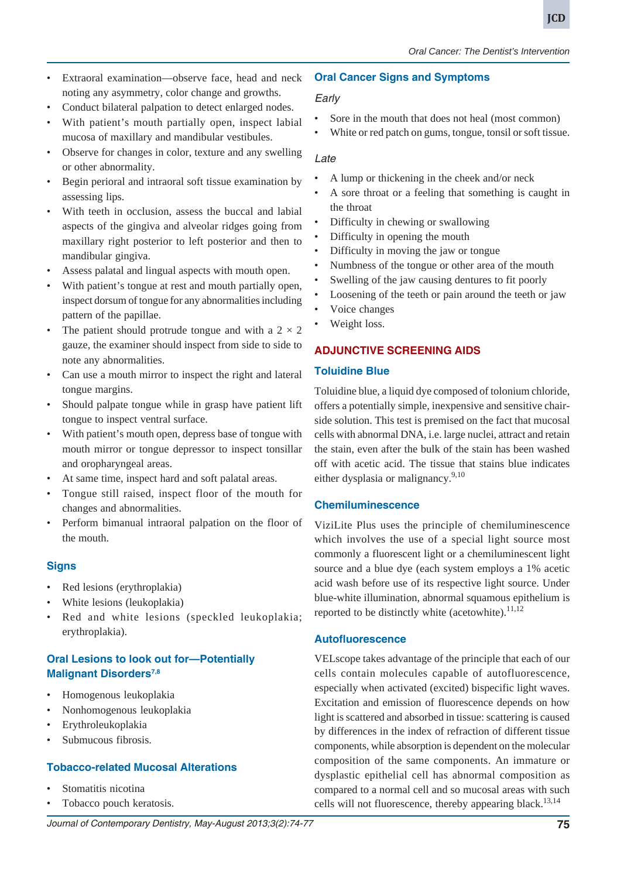- Extraoral examination—observe face, head and neck noting any asymmetry, color change and growths.
- Conduct bilateral palpation to detect enlarged nodes.
- With patient's mouth partially open, inspect labial mucosa of maxillary and mandibular vestibules.
- Observe for changes in color, texture and any swelling or other abnormality.
- Begin perioral and intraoral soft tissue examination by assessing lips.
- With teeth in occlusion, assess the buccal and labial aspects of the gingiva and alveolar ridges going from maxillary right posterior to left posterior and then to mandibular gingiva.
- Assess palatal and lingual aspects with mouth open.
- With patient's tongue at rest and mouth partially open, inspect dorsum of tongue for any abnormalities including pattern of the papillae.
- The patient should protrude tongue and with a 2 × 2 gauze, the examiner should inspect from side to side to note any abnormalities.
- Can use a mouth mirror to inspect the right and lateral tongue margins.
- Should palpate tongue while in grasp have patient lift tongue to inspect ventral surface.
- With patient's mouth open, depress base of tongue with mouth mirror or tongue depressor to inspect tonsillar and oropharyngeal areas.
- At same time, inspect hard and soft palatal areas.
- Tongue still raised, inspect floor of the mouth for changes and abnormalities.
- Perform bimanual intraoral palpation on the floor of the mouth.

### Signs

- Red lesions (erythroplakia)
- White lesions (leukoplakia)
- Red and white lesions (speckled leukoplakia; erythroplakia).

### Oral Lesions to look out for—Potentially Malignant Disorders[7,8]

- Homogenous leukoplakia
- Nonhomogenous leukoplakia
- Erythroleukoplakia
- Submucous fibrosis.

### Tobacco-related Mucosal Alterations

- Stomatitis nicotina
- Tobacco pouch keratosis.

### Oral Cancer Signs and Symptoms

*Early*

- Sore in the mouth that does not heal (most common)
- White or red patch on gums, tongue, tonsil or soft tissue.

*Late*

- A lump or thickening in the cheek and/or neck
- A sore throat or a feeling that something is caught in the throat
- Difficulty in chewing or swallowing
- Difficulty in opening the mouth
- Difficulty in moving the jaw or tongue
- Numbness of the tongue or other area of the mouth
- Swelling of the jaw causing dentures to fit poorly
- Loosening of the teeth or pain around the teeth or jaw
- Voice changes
- Weight loss.

## ADJUNCTIVE SCREENING AIDS

### Toluidine Blue

Toluidine blue, a liquid dye composed of tolonium chloride, offers a potentially simple, inexpensive and sensitive chair-side solution. This test is premised on the fact that mucosal cells with abnormal DNA, i.e. large nuclei, attract and retain the stain, even after the bulk of the stain has been washed off with acetic acid. The tissue that stains blue indicates either dysplasia or malignancy.[9,10]

### Chemiluminescence

ViziLite Plus uses the principle of chemiluminescence which involves the use of a special light source most commonly a fluorescent light or a chemiluminescent light source and a blue dye (each system employs a 1% acetic acid wash before use of its respective light source. Under blue-white illumination, abnormal squamous epithelium is reported to be distinctly white (acetowhite).[11,12]

### Autofluorescence

VELscope takes advantage of the principle that each of our cells contain molecules capable of autofluorescence, especially when activated (excited) bispecific light waves. Excitation and emission of fluorescence depends on how light is scattered and absorbed in tissue: scattering is caused by differences in the index of refraction of different tissue components, while absorption is dependent on the molecular composition of the same components. An immature or dysplastic epithelial cell has abnormal composition as compared to a normal cell and so mucosal areas with such cells will not fluorescence, thereby appearing black.[13,14]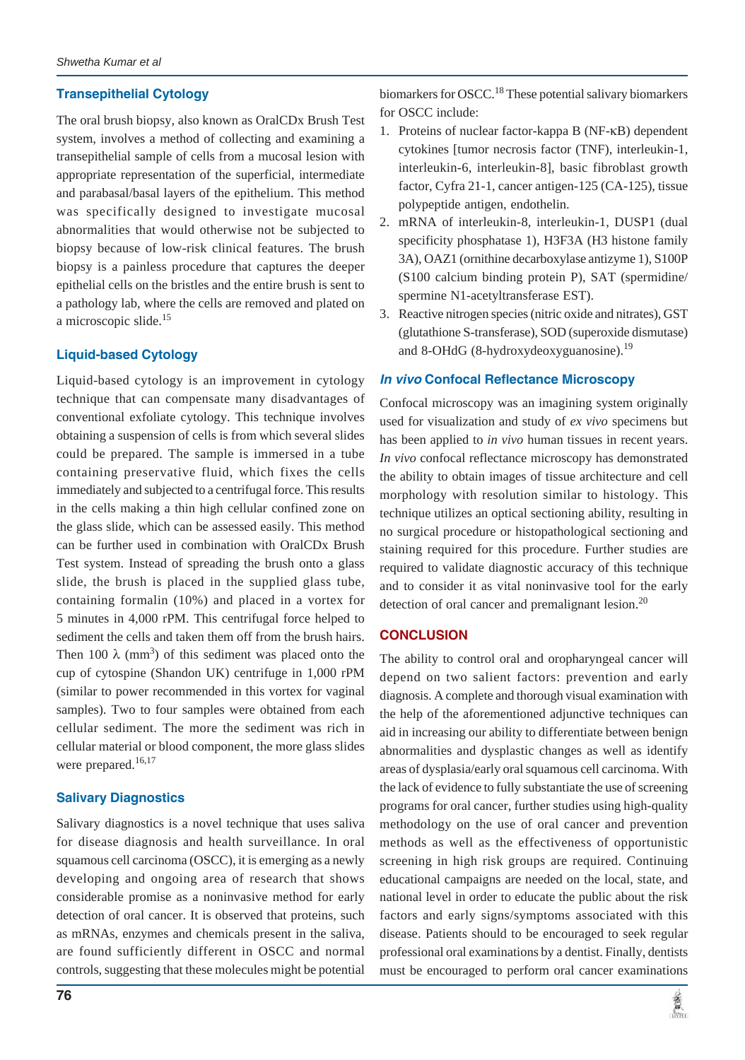## Transepithelial Cytology

The oral brush biopsy, also known as OralCDx Brush Test system, involves a method of collecting and examining a transepithelial sample of cells from a mucosal lesion with appropriate representation of the superficial, intermediate and parabasal/basal layers of the epithelium. This method was specifically designed to investigate mucosal abnormalities that would otherwise not be subjected to biopsy because of low-risk clinical features. The brush biopsy is a painless procedure that captures the deeper epithelial cells on the bristles and the entire brush is sent to a pathology lab, where the cells are removed and plated on a microscopic slide.[15]

## Liquid-based Cytology

Liquid-based cytology is an improvement in cytology technique that can compensate many disadvantages of conventional exfoliate cytology. This technique involves obtaining a suspension of cells is from which several slides could be prepared. The sample is immersed in a tube containing preservative fluid, which fixes the cells immediately and subjected to a centrifugal force. This results in the cells making a thin high cellular confined zone on the glass slide, which can be assessed easily. This method can be further used in combination with OralCDx Brush Test system. Instead of spreading the brush onto a glass slide, the brush is placed in the supplied glass tube, containing formalin (10%) and placed in a vortex for 5 minutes in 4,000 rPM. This centrifugal force helped to sediment the cells and taken them off from the brush hairs. Then 100 $\lambda$ ($mm^3$) of this sediment was placed onto the cup of cytospine (Shandon UK) centrifuge in 1,000 rPM (similar to power recommended in this vortex for vaginal samples). Two to four samples were obtained from each cellular sediment. The more the sediment was rich in cellular material or blood component, the more glass slides were prepared.[16,17]

## Salivary Diagnostics

Salivary diagnostics is a novel technique that uses saliva for disease diagnosis and health surveillance. In oral squamous cell carcinoma (OSCC), it is emerging as a newly developing and ongoing area of research that shows considerable promise as a noninvasive method for early detection of oral cancer. It is observed that proteins, such as mRNAs, enzymes and chemicals present in the saliva, are found sufficiently different in OSCC and normal controls, suggesting that these molecules might be potential biomarkers for OSCC.[18] These potential salivary biomarkers for OSCC include:

1. Proteins of nuclear factor-kappa B (NF-κB) dependent cytokines [tumor necrosis factor (TNF), interleukin-1, interleukin-6, interleukin-8], basic fibroblast growth factor, Cyfra 21-1, cancer antigen-125 (CA-125), tissue polypeptide antigen, endothelin.
2. mRNA of interleukin-8, interleukin-1, DUSP1 (dual specificity phosphatase 1), H3F3A (H3 histone family 3A), OAZ1 (ornithine decarboxylase antizyme 1), S100P (S100 calcium binding protein P), SAT (spermidine/spermine N1-acetyltransferase EST).
3. Reactive nitrogen species (nitric oxide and nitrates), GST (glutathione S-transferase), SOD (superoxide dismutase) and 8-OHdG (8-hydroxydeoxyguanosine).[19]

## *In vivo* Confocal Reflectance Microscopy

Confocal microscopy was an imaging system originally used for visualization and study of *ex vivo* specimens but has been applied to *in vivo* human tissues in recent years. *In vivo* confocal reflectance microscopy has demonstrated the ability to obtain images of tissue architecture and cell morphology with resolution similar to histology. This technique utilizes an optical sectioning ability, resulting in no surgical procedure or histopathological sectioning and staining required for this procedure. Further studies are required to validate diagnostic accuracy of this technique and to consider it as vital noninvasive tool for the early detection of oral cancer and premalignant lesion.[20]

## CONCLUSION

The ability to control oral and oropharyngeal cancer will depend on two salient factors: prevention and early diagnosis. A complete and thorough visual examination with the help of the aforementioned adjunctive techniques can aid in increasing our ability to differentiate between benign abnormalities and dysplastic changes as well as identify areas of dysplasia/early oral squamous cell carcinoma. With the lack of evidence to fully substantiate the use of screening programs for oral cancer, further studies using high-quality methodology on the use of oral cancer and prevention methods as well as the effectiveness of opportunistic screening in high risk groups are required. Continuing educational campaigns are needed on the local, state, and national level in order to educate the public about the risk factors and early signs/symptoms associated with this disease. Patients should to be encouraged to seek regular professional oral examinations by a dentist. Finally, dentists must be encouraged to perform oral cancer examinations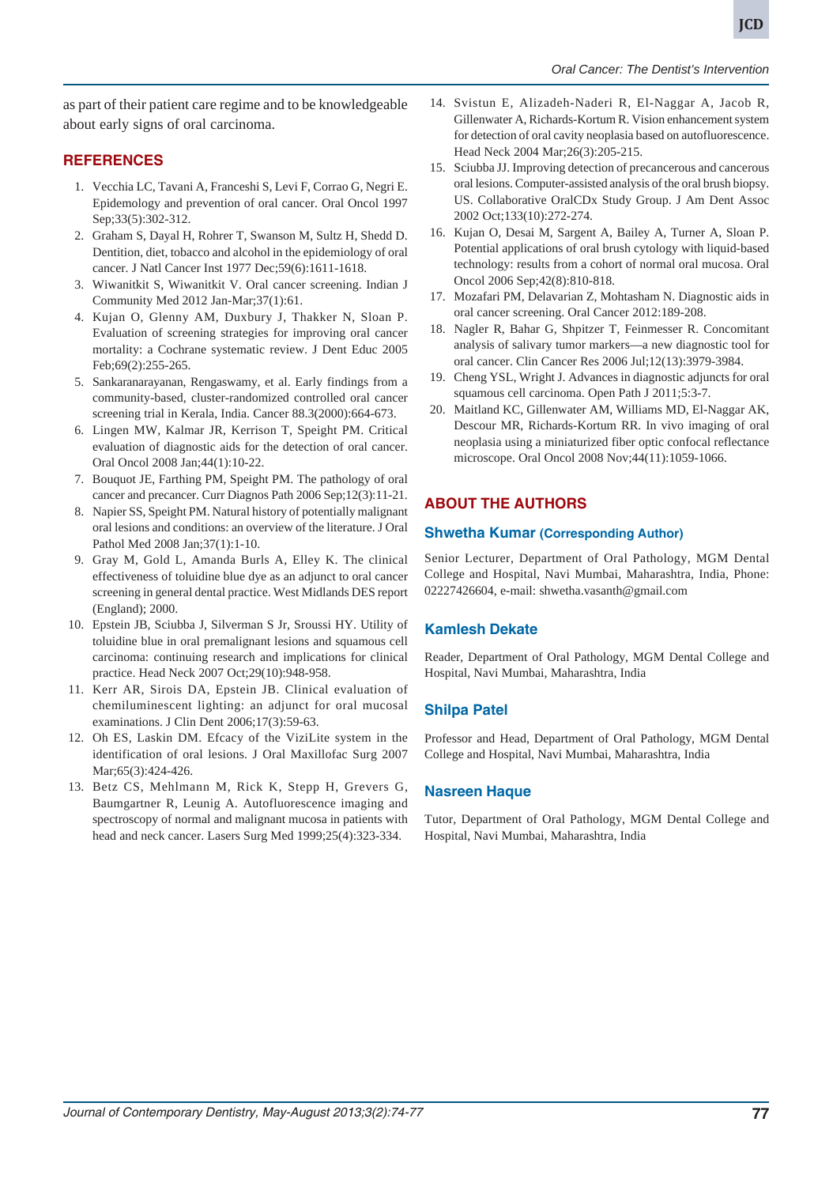as part of their patient care regime and to be knowledgeable about early signs of oral carcinoma.

## REFERENCES

1. Vecchia LC, Tavani A, Franceshi S, Levi F, Corrao G, Negri E. Epidemiology and prevention of oral cancer. Oral Oncol 1997 Sep;33(5):302-312.
2. Graham S, Dayal H, Rohrer T, Swanson M, Sultz H, Shedd D. Dentition, diet, tobacco and alcohol in the epidemiology of oral cancer. J Natl Cancer Inst 1977 Dec;59(6):1611-1618.
3. Wiwanitkit S, Wiwanitkit V. Oral cancer screening. Indian J Community Med 2012 Jan-Mar;37(1):61.
4. Kujan O, Glenny AM, Duxbury J, Thakker N, Sloan P. Evaluation of screening strategies for improving oral cancer mortality: a Cochrane systematic review. J Dent Educ 2005 Feb;69(2):255-265.
5. Sankaranarayanan, Rengaswamy, et al. Early findings from a community-based, cluster-randomized controlled oral cancer screening trial in Kerala, India. Cancer 88.3(2000):664-673.
6. Lingen MW, Kalmar JR, Kerrison T, Speight PM. Critical evaluation of diagnostic aids for the detection of oral cancer. Oral Oncol 2008 Jan;44(1):10-22.
7. Bouquot JE, Farthing PM, Speight PM. The pathology of oral cancer and precancer. Curr Diagnos Path 2006 Sep;12(3):11-21.
8. Napier SS, Speight PM. Natural history of potentially malignant oral lesions and conditions: an overview of the literature. J Oral Pathol Med 2008 Jan;37(1):1-10.
9. Gray M, Gold L, Amanda Burls A, Elley K. The clinical effectiveness of toluidine blue dye as an adjunct to oral cancer screening in general dental practice. West Midlands DES report (England); 2000.
10. Epstein JB, Sciubba J, Silverman S Jr, Sroussi HY. Utility of toluidine blue in oral premalignant lesions and squamous cell carcinoma: continuing research and implications for clinical practice. Head Neck 2007 Oct;29(10):948-958.
11. Kerr AR, Sirois DA, Epstein JB. Clinical evaluation of chemiluminescent lighting: an adjunct for oral mucosal examinations. J Clin Dent 2006;17(3):59-63.
12. Oh ES, Laskin DM. Efcacy of the ViziLite system in the identification of oral lesions. J Oral Maxillofac Surg 2007 Mar;65(3):424-426.
13. Betz CS, Mehlmann M, Rick K, Stepp H, Grevers G, Baumgartner R, Leunig A. Autofluorescence imaging and spectroscopy of normal and malignant mucosa in patients with head and neck cancer. Lasers Surg Med 1999;25(4):323-334.
14. Svistun E, Alizadeh-Naderi R, El-Naggar A, Jacob R, Gillenwater A, Richards-Kortum R. Vision enhancement system for detection of oral cavity neoplasia based on autofluorescence. Head Neck 2004 Mar;26(3):205-215.
15. Sciubba JJ. Improving detection of precancerous and cancerous oral lesions. Computer-assisted analysis of the oral brush biopsy. US. Collaborative OralCDx Study Group. J Am Dent Assoc 2002 Oct;133(10):272-274.
16. Kujan O, Desai M, Sargent A, Bailey A, Turner A, Sloan P. Potential applications of oral brush cytology with liquid-based technology: results from a cohort of normal oral mucosa. Oral Oncol 2006 Sep;42(8):810-818.
17. Mozafari PM, Delavarian Z, Mohtasham N. Diagnostic aids in oral cancer screening. Oral Cancer 2012:189-208.
18. Nagler R, Bahar G, Shpitzer T, Feinmesser R. Concomitant analysis of salivary tumor markers—a new diagnostic tool for oral cancer. Clin Cancer Res 2006 Jul;12(13):3979-3984.
19. Cheng YSL, Wright J. Advances in diagnostic adjuncts for oral squamous cell carcinoma. Open Path J 2011;5:3-7.
20. Maitland KC, Gillenwater AM, Williams MD, El-Naggar AK, Descour MR, Richards-Kortum RR. In vivo imaging of oral neoplasia using a miniaturized fiber optic confocal reflectance microscope. Oral Oncol 2008 Nov;44(11):1059-1066.

## ABOUT THE AUTHORS

### Shwetha Kumar (Corresponding Author)

Senior Lecturer, Department of Oral Pathology, MGM Dental College and Hospital, Navi Mumbai, Maharashtra, India, Phone: 02227426604, e-mail: shwetha.vasanth@gmail.com

### Kamlesh Dekate

Reader, Department of Oral Pathology, MGM Dental College and Hospital, Navi Mumbai, Maharashtra, India

### Shilpa Patel

Professor and Head, Department of Oral Pathology, MGM Dental College and Hospital, Navi Mumbai, Maharashtra, India

### Nasreen Haque

Tutor, Department of Oral Pathology, MGM Dental College and Hospital, Navi Mumbai, Maharashtra, India